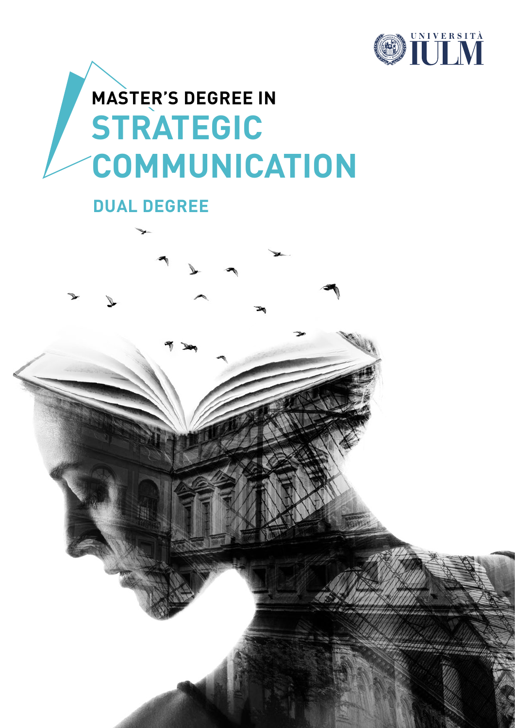UNIVERSITÀ IULM

# MASTER'S DEGREE IN STRATEGIC COMMUNICATION

## DUAL DEGREE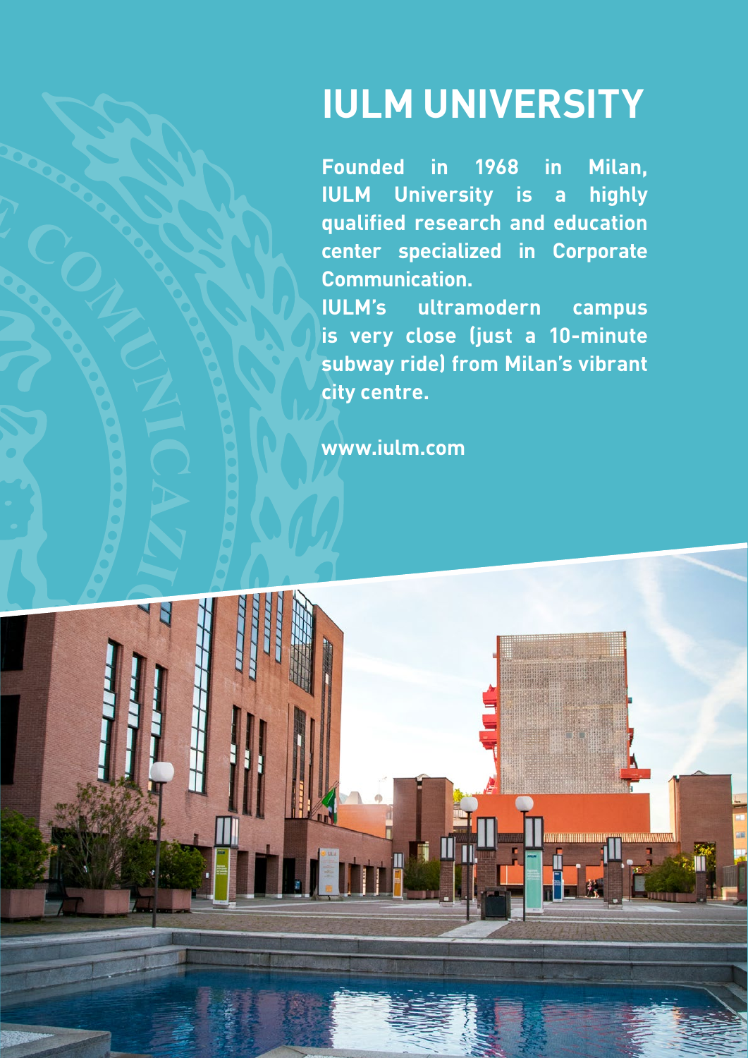# IULM UNIVERSITY

**Founded in 1968 in Milan, IULM University is a highly qualified research and education center specialized in Corporate Communication.**

**IULM's ultramodern campus is very close (just a 10-minute subway ride) from Milan's vibrant city centre.**

**www.iulm.com**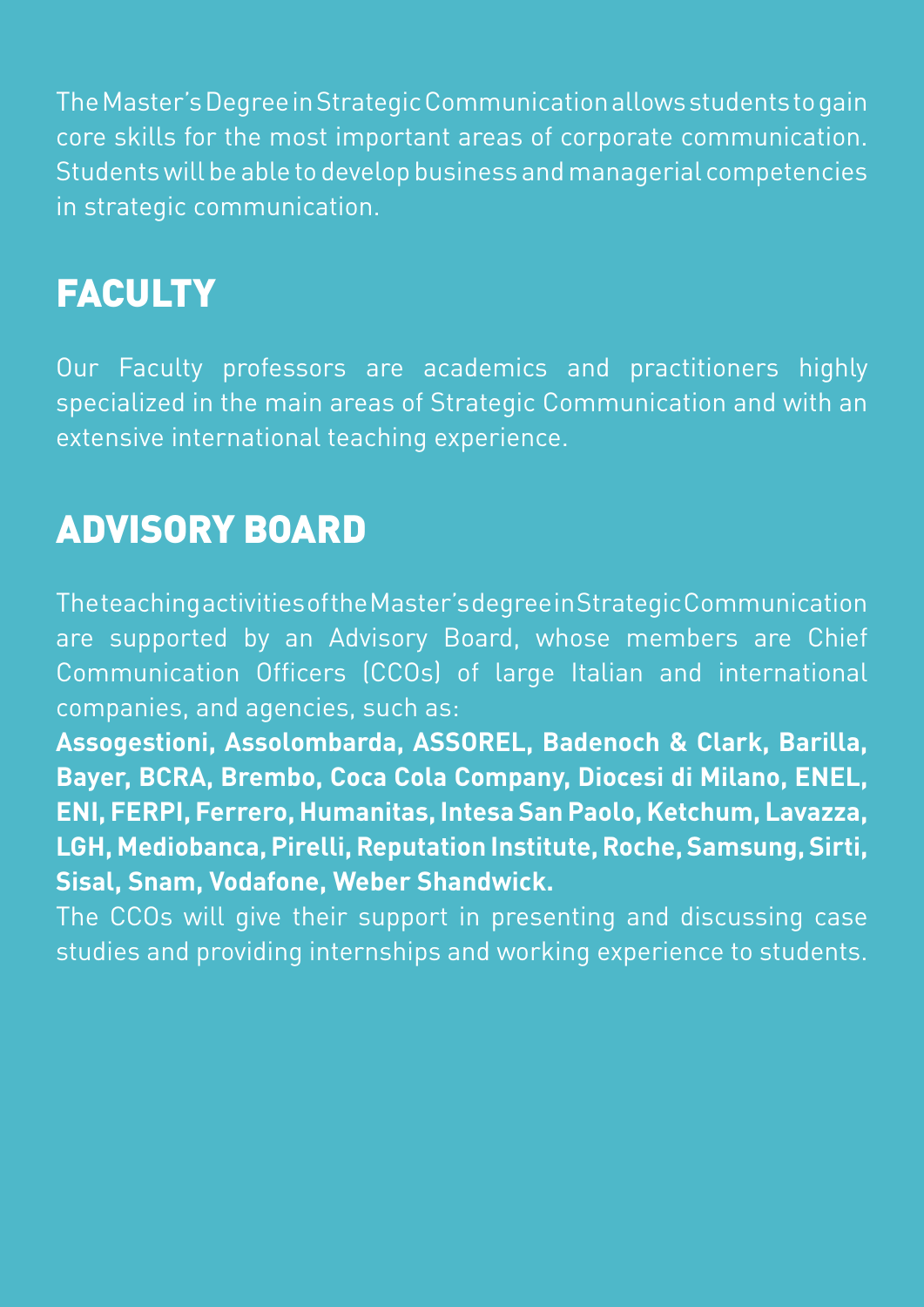The Master's Degree in Strategic Communication allows students to gain core skills for the most important areas of corporate communication. Students will be able to develop business and managerial competencies in strategic communication.

## FACULTY

Our Faculty professors are academics and practitioners highly specialized in the main areas of Strategic Communication and with an extensive international teaching experience.

## ADVISORY BOARD

The teaching activities of the Master's degree in Strategic Communication are supported by an Advisory Board, whose members are Chief Communication Officers (CCOs) of large Italian and international companies, and agencies, such as:

**Assogestioni, Assolombarda, ASSOREL, Badenoch & Clark, Barilla, Bayer, BCRA, Brembo, Coca Cola Company, Diocesi di Milano, ENEL, ENI, FERPI, Ferrero, Humanitas, Intesa San Paolo, Ketchum, Lavazza, LGH, Mediobanca, Pirelli, Reputation Institute, Roche, Samsung, Sirti, Sisal, Snam, Vodafone, Weber Shandwick.**

The CCOs will give their support in presenting and discussing case studies and providing internships and working experience to students.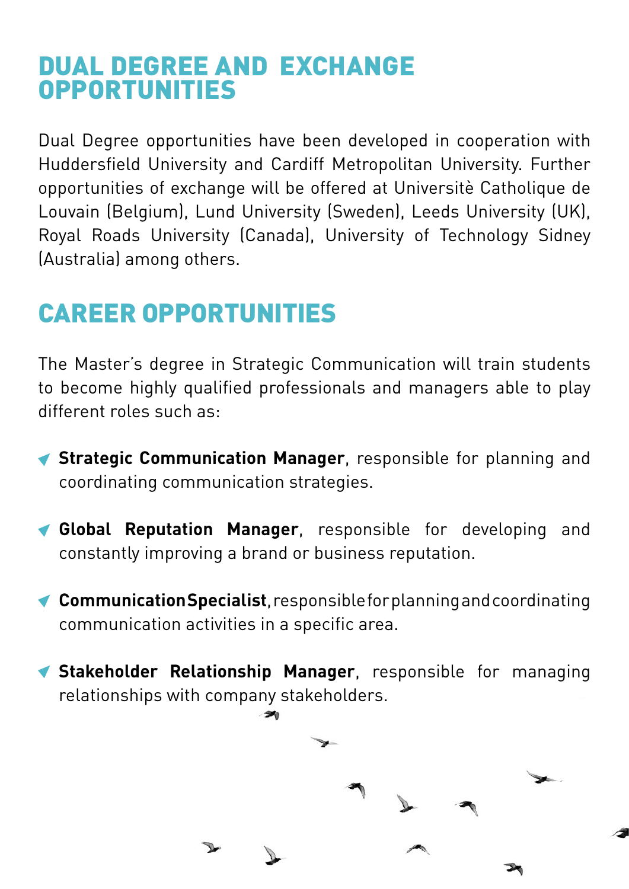## DUAL DEGREE AND EXCHANGE OPPORTUNITIES

Dual Degree opportunities have been developed in cooperation with Huddersfield University and Cardiff Metropolitan University. Further opportunities of exchange will be offered at Universitè Catholique de Louvain (Belgium), Lund University (Sweden), Leeds University (UK), Royal Roads University (Canada), University of Technology Sidney (Australia) among others.

## CAREER OPPORTUNITIES

The Master's degree in Strategic Communication will train students to become highly qualified professionals and managers able to play different roles such as:

- **Strategic Communication Manager**, responsible for planning and coordinating communication strategies.
- **Global Reputation Manager**, responsible for developing and constantly improving a brand or business reputation.
- **Communication Specialist**, responsible for planning and coordinating communication activities in a specific area.
- **Stakeholder Relationship Manager**, responsible for managing relationships with company stakeholders.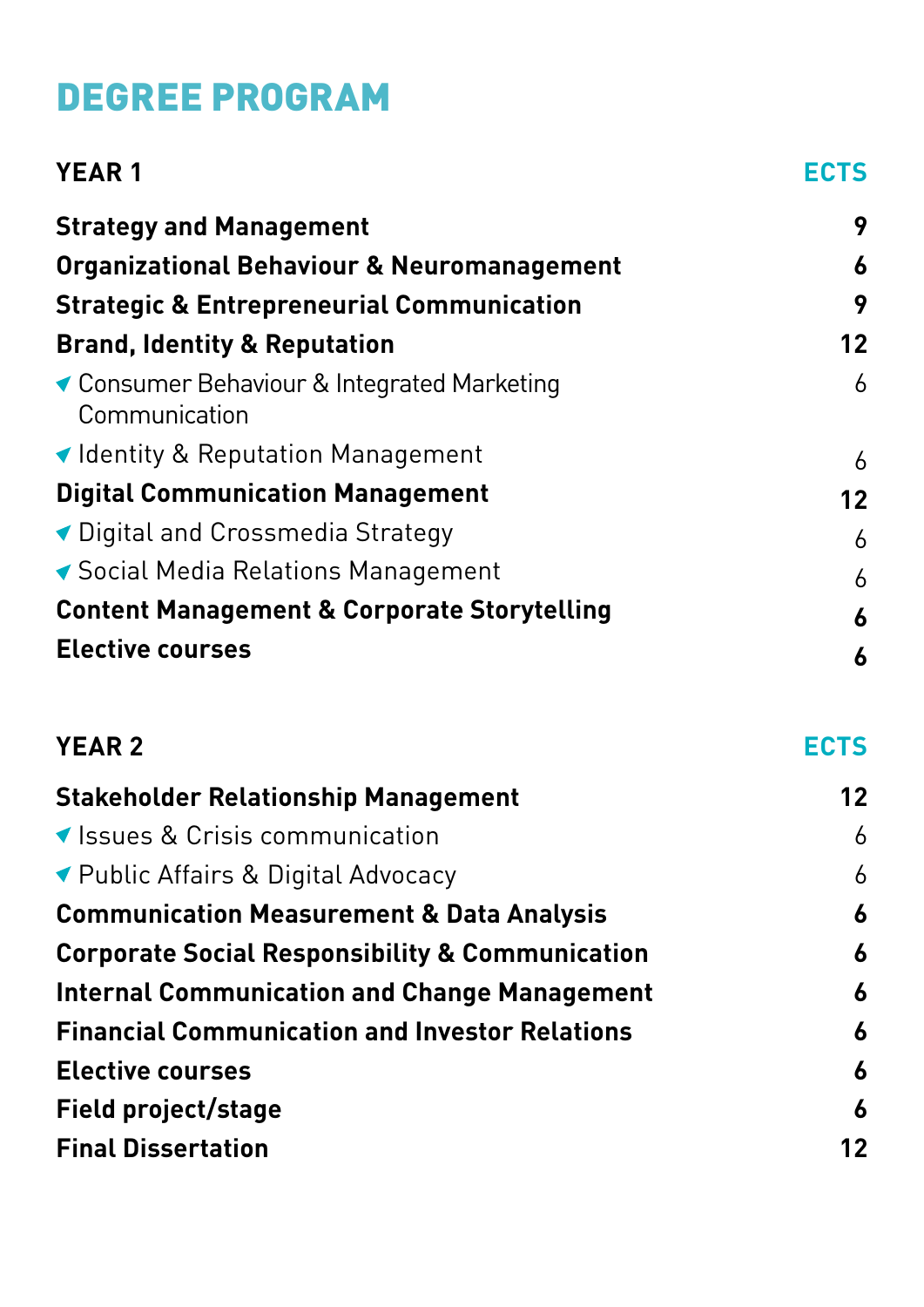# DEGREE PROGRAM

| YEAR 1 | ECTS |
|---|---|
| **Strategy and Management** | **9** |
| **Organizational Behaviour & Neuromanagement** | **6** |
| **Strategic & Entrepreneurial Communication** | **9** |
| **Brand, Identity & Reputation** | **12** |
| ▸ Consumer Behaviour & Integrated Marketing Communication | 6 |
| ▸ Identity & Reputation Management | 6 |
| **Digital Communication Management** | **12** |
| ▸ Digital and Crossmedia Strategy | 6 |
| ▸ Social Media Relations Management | 6 |
| **Content Management & Corporate Storytelling** | **6** |
| **Elective courses** | **6** |

| YEAR 2 | ECTS |
|---|---|
| **Stakeholder Relationship Management** | **12** |
| ▸ Issues & Crisis communication | 6 |
| ▸ Public Affairs & Digital Advocacy | 6 |
| **Communication Measurement & Data Analysis** | **6** |
| **Corporate Social Responsibility & Communication** | **6** |
| **Internal Communication and Change Management** | **6** |
| **Financial Communication and Investor Relations** | **6** |
| **Elective courses** | **6** |
| **Field project/stage** | **6** |
| **Final Dissertation** | **12** |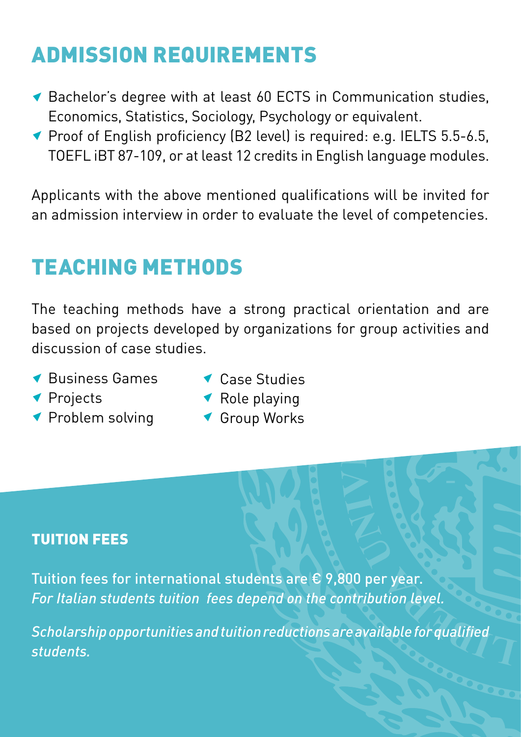# ADMISSION REQUIREMENTS

- Bachelor's degree with at least 60 ECTS in Communication studies, Economics, Statistics, Sociology, Psychology or equivalent.
- Proof of English proficiency (B2 level) is required: e.g. IELTS 5.5-6.5, TOEFL iBT 87-109, or at least 12 credits in English language modules.

Applicants with the above mentioned qualifications will be invited for an admission interview in order to evaluate the level of competencies.

# TEACHING METHODS

The teaching methods have a strong practical orientation and are based on projects developed by organizations for group activities and discussion of case studies.

- Business Games
- Projects
- Problem solving
- Case Studies
- Role playing
- Group Works

## TUITION FEES

Tuition fees for international students are € 9,800 per year.
*For Italian students tuition fees depend on the contribution level.*

*Scholarship opportunities and tuition reductions are available for qualified students.*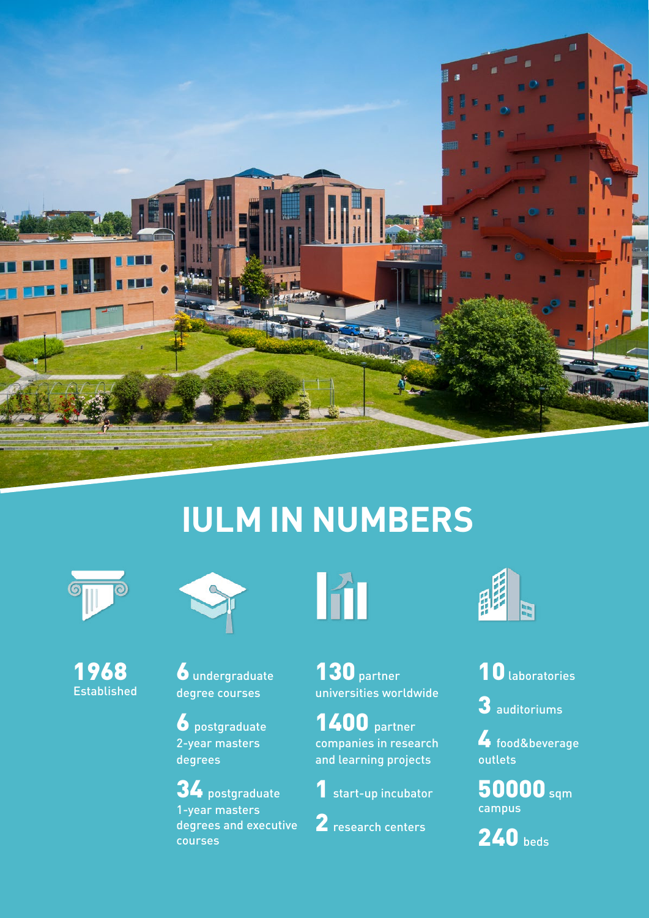# IULM IN NUMBERS

**1968** Established

**6** undergraduate degree courses

**6** postgraduate 2-year masters degrees

**34** postgraduate 1-year masters degrees and executive courses

**130** partner universities worldwide

**1400** partner companies in research and learning projects

**1** start-up incubator

**2** research centers

**10** laboratories

**3** auditoriums

**4** food&beverage outlets

**50000** sqm campus

**240** beds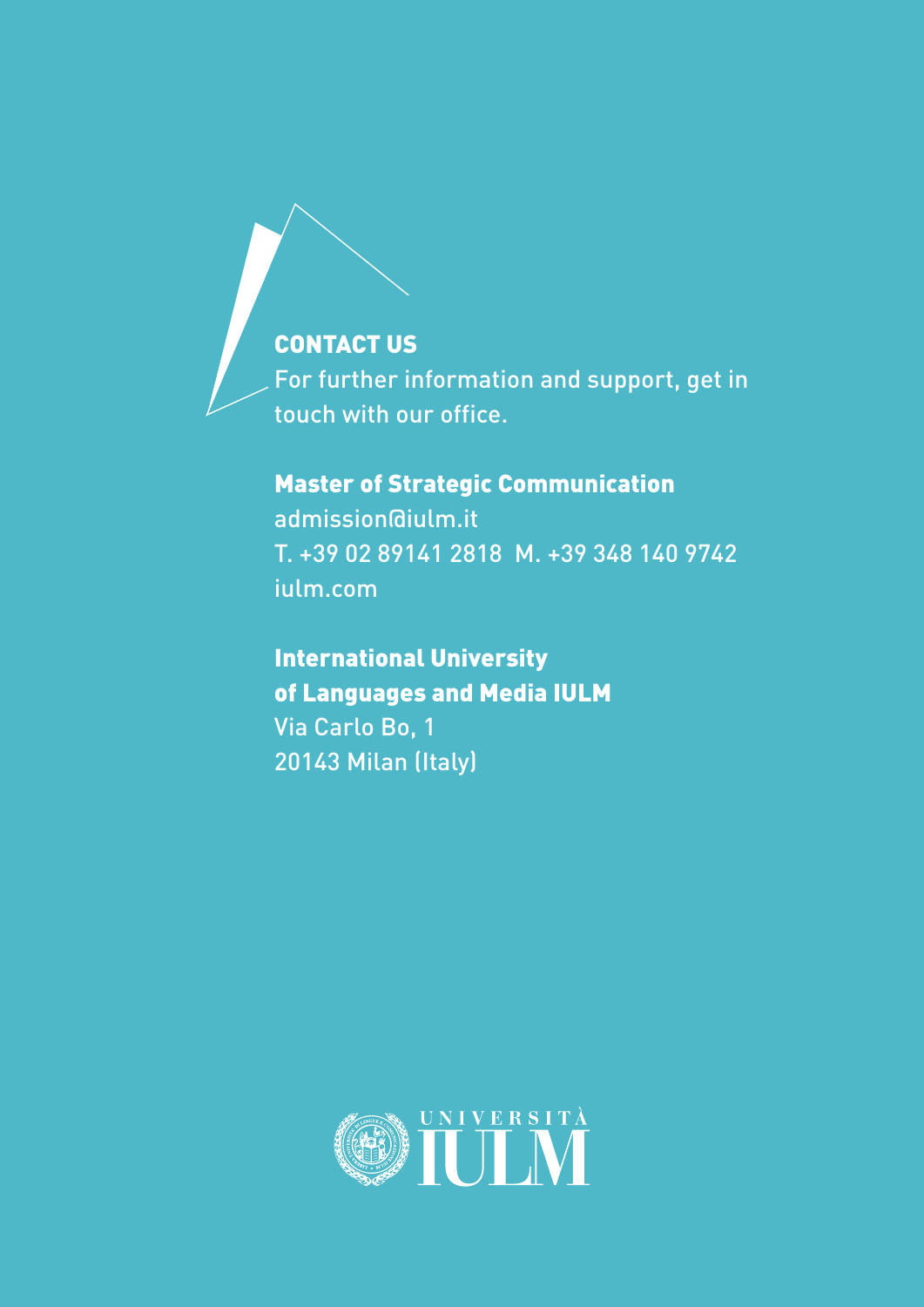## CONTACT US

For further information and support, get in touch with our office.

**Master of Strategic Communication**
admission@iulm.it
T. +39 02 89141 2818  M. +39 348 140 9742
iulm.com

**International University of Languages and Media IULM**
Via Carlo Bo, 1
20143 Milan (Italy)

UNIVERSITÀ IULM